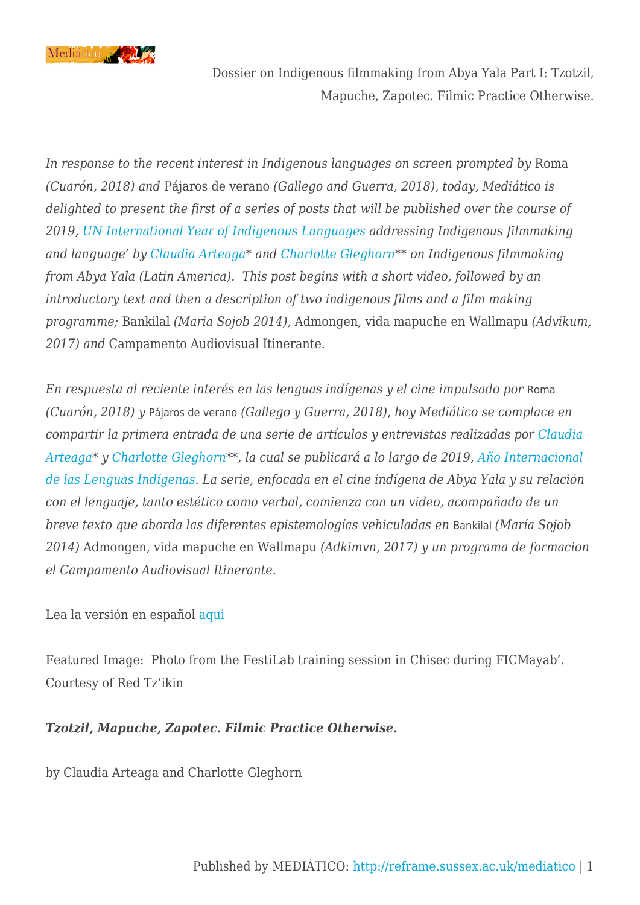Dossier on Indigenous filmmaking from Abya Yala Part I: Tzotzil, Mapuche, Zapotec. Filmic Practice Otherwise.

*In response to the recent interest in Indigenous languages on screen prompted by* Roma *(Cuarón, 2018) and* Pájaros de verano *(Gallego and Guerra, 2018), today, Mediático is delighted to present the first of a series of posts that will be published over the course of 2019, UN International Year of Indigenous Languages addressing Indigenous filmmaking and language' by Claudia Arteaga\* and Charlotte Gleghorn\*\* on Indigenous filmmaking from Abya Yala (Latin America). This post begins with a short video, followed by an introductory text and then a description of two indigenous films and a film making programme;* Bankilal *(Maria Sojob 2014),* Admongen, vida mapuche en Wallmapu *(Advikum, 2017) and* Campamento Audiovisual Itinerante.

*En respuesta al reciente interés en las lenguas indígenas y el cine impulsado por* Roma *(Cuarón, 2018) y* Pájaros de verano *(Gallego y Guerra, 2018), hoy Mediático se complace en compartir la primera entrada de una serie de artículos y entrevistas realizadas por Claudia Arteaga\* y Charlotte Gleghorn\*\*, la cual se publicará a lo largo de 2019, Año Internacional de las Lenguas Indígenas. La serie, enfocada en el cine indígena de Abya Yala y su relación con el lenguaje, tanto estético como verbal, comienza con un video, acompañado de un breve texto que aborda las diferentes epistemologías vehiculadas en* Bankilal *(María Sojob 2014)* Admongen, vida mapuche en Wallmapu *(Adkimvn, 2017) y un programa de formacion el Campamento Audiovisual Itinerante.*

Lea la versión en español aqui

Featured Image: Photo from the FestiLab training session in Chisec during FICMayab'. Courtesy of Red Tz'ikin

***Tzotzil, Mapuche, Zapotec. Filmic Practice Otherwise.***

by Claudia Arteaga and Charlotte Gleghorn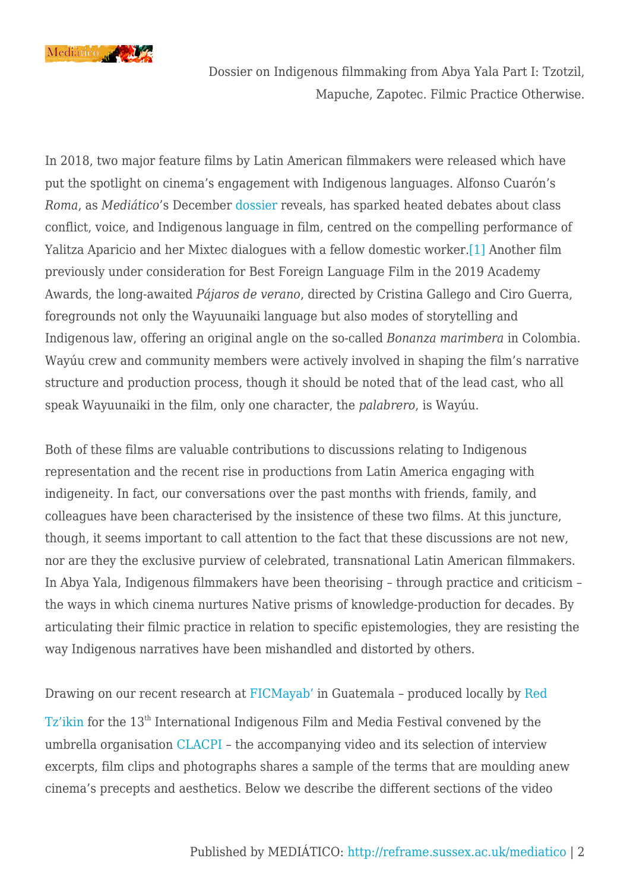In 2018, two major feature films by Latin American filmmakers were released which have put the spotlight on cinema's engagement with Indigenous languages. Alfonso Cuarón's *Roma*, as *Mediático*'s December dossier reveals, has sparked heated debates about class conflict, voice, and Indigenous language in film, centred on the compelling performance of Yalitza Aparicio and her Mixtec dialogues with a fellow domestic worker.[1] Another film previously under consideration for Best Foreign Language Film in the 2019 Academy Awards, the long-awaited *Pájaros de verano*, directed by Cristina Gallego and Ciro Guerra, foregrounds not only the Wayuunaiki language but also modes of storytelling and Indigenous law, offering an original angle on the so-called *Bonanza marimbera* in Colombia. Wayúu crew and community members were actively involved in shaping the film's narrative structure and production process, though it should be noted that of the lead cast, who all speak Wayuunaiki in the film, only one character, the *palabrero*, is Wayúu.

Both of these films are valuable contributions to discussions relating to Indigenous representation and the recent rise in productions from Latin America engaging with indigeneity. In fact, our conversations over the past months with friends, family, and colleagues have been characterised by the insistence of these two films. At this juncture, though, it seems important to call attention to the fact that these discussions are not new, nor are they the exclusive purview of celebrated, transnational Latin American filmmakers. In Abya Yala, Indigenous filmmakers have been theorising – through practice and criticism – the ways in which cinema nurtures Native prisms of knowledge-production for decades. By articulating their filmic practice in relation to specific epistemologies, they are resisting the way Indigenous narratives have been mishandled and distorted by others.

Drawing on our recent research at FICMayab' in Guatemala – produced locally by Red Tz'ikin for the 13th International Indigenous Film and Media Festival convened by the umbrella organisation CLACPI – the accompanying video and its selection of interview excerpts, film clips and photographs shares a sample of the terms that are moulding anew cinema's precepts and aesthetics. Below we describe the different sections of the video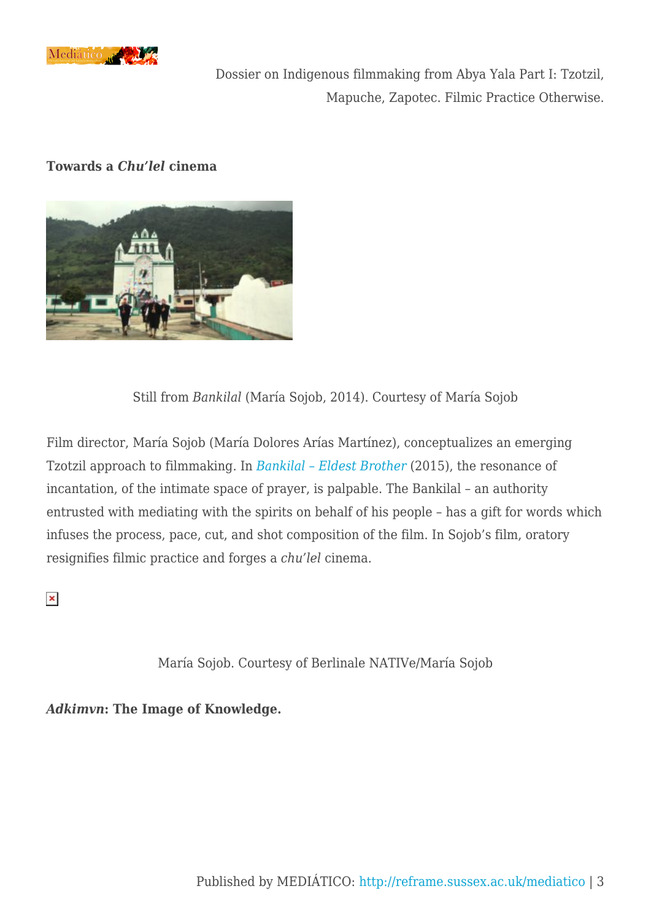**Towards a *Chu'lel* cinema**

Still from *Bankilal* (María Sojob, 2014). Courtesy of María Sojob

Film director, María Sojob (María Dolores Arías Martínez), conceptualizes an emerging Tzotzil approach to filmmaking. In *Bankilal – Eldest Brother* (2015), the resonance of incantation, of the intimate space of prayer, is palpable. The Bankilal – an authority entrusted with mediating with the spirits on behalf of his people – has a gift for words which infuses the process, pace, cut, and shot composition of the film. In Sojob's film, oratory resignifies filmic practice and forges a *chu'lel* cinema.

María Sojob. Courtesy of Berlinale NATIVe/María Sojob

***Adkimvn*: The Image of Knowledge.**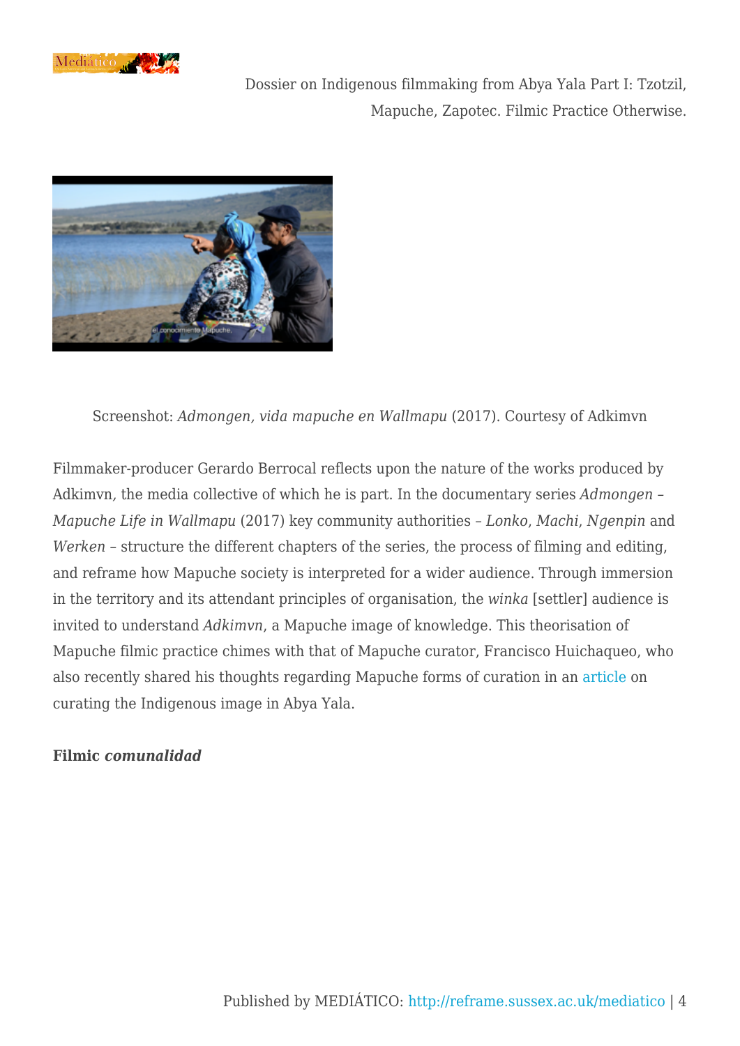Screenshot: *Admongen, vida mapuche en Wallmapu* (2017). Courtesy of Adkimvn

Filmmaker-producer Gerardo Berrocal reflects upon the nature of the works produced by Adkimvn*,* the media collective of which he is part. In the documentary series *Admongen – Mapuche Life in Wallmapu* (2017) key community authorities – *Lonko*, *Machi*, *Ngenpin* and *Werken* – structure the different chapters of the series, the process of filming and editing, and reframe how Mapuche society is interpreted for a wider audience. Through immersion in the territory and its attendant principles of organisation, the *winka* [settler] audience is invited to understand *Adkimvn*, a Mapuche image of knowledge. This theorisation of Mapuche filmic practice chimes with that of Mapuche curator, Francisco Huichaqueo, who also recently shared his thoughts regarding Mapuche forms of curation in an article on curating the Indigenous image in Abya Yala.

**Filmic *comunalidad***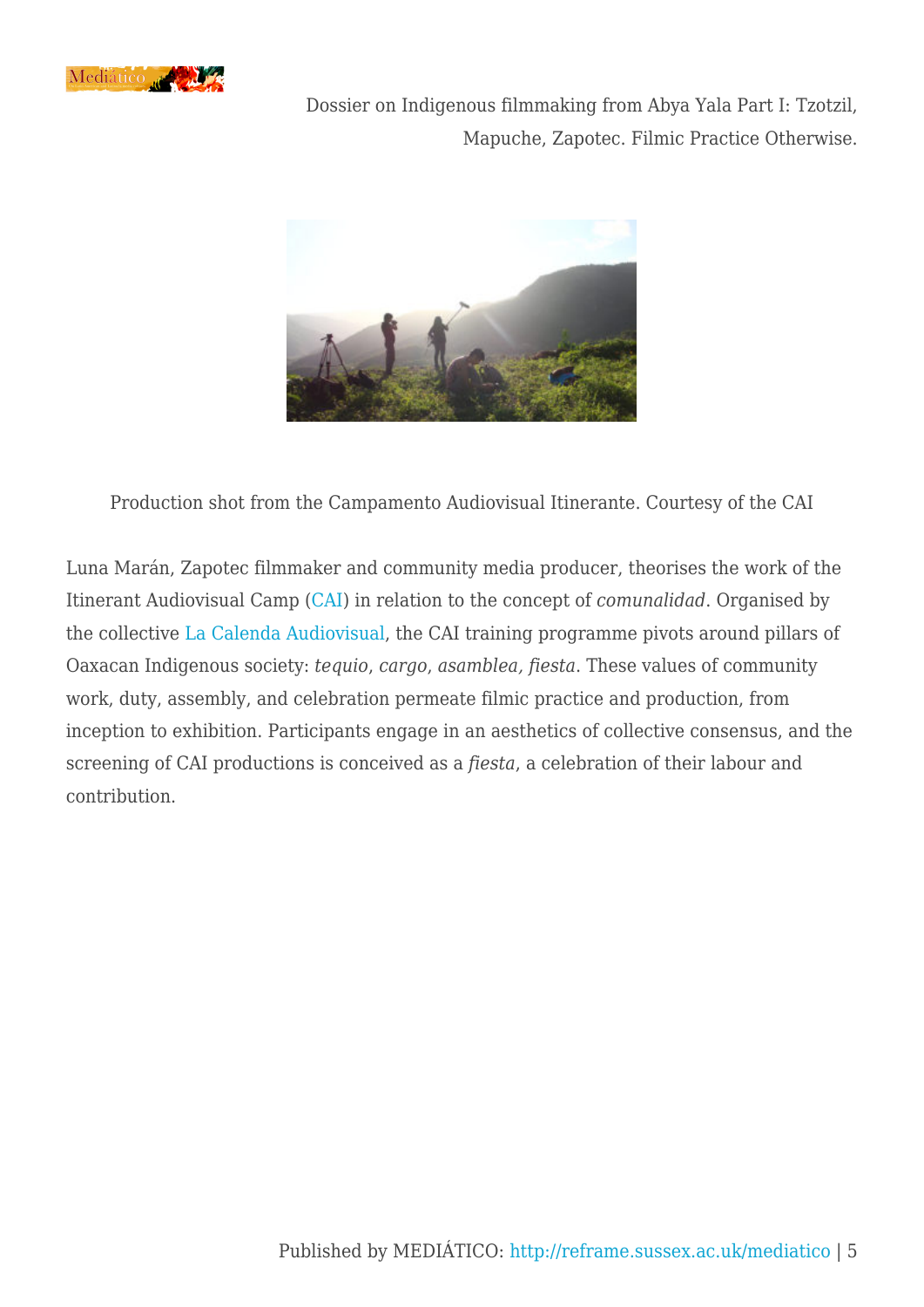Production shot from the Campamento Audiovisual Itinerante. Courtesy of the CAI

Luna Marán, Zapotec filmmaker and community media producer, theorises the work of the Itinerant Audiovisual Camp (CAI) in relation to the concept of *comunalidad*. Organised by the collective La Calenda Audiovisual, the CAI training programme pivots around pillars of Oaxacan Indigenous society: *tequio*, *cargo*, *asamblea, fiesta*. These values of community work, duty, assembly, and celebration permeate filmic practice and production, from inception to exhibition. Participants engage in an aesthetics of collective consensus, and the screening of CAI productions is conceived as a *fiesta*, a celebration of their labour and contribution.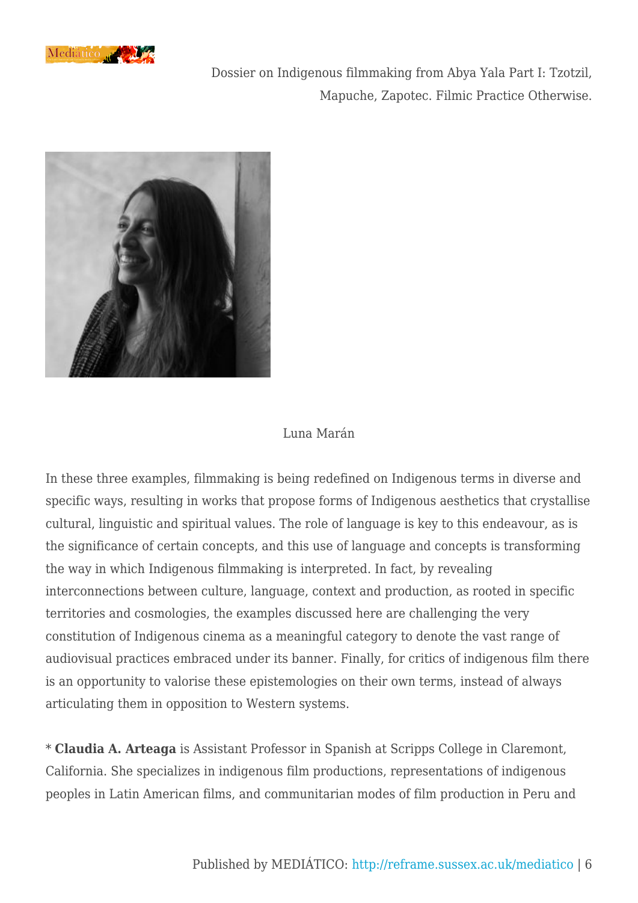Luna Marán

In these three examples, filmmaking is being redefined on Indigenous terms in diverse and specific ways, resulting in works that propose forms of Indigenous aesthetics that crystallise cultural, linguistic and spiritual values. The role of language is key to this endeavour, as is the significance of certain concepts, and this use of language and concepts is transforming the way in which Indigenous filmmaking is interpreted. In fact, by revealing interconnections between culture, language, context and production, as rooted in specific territories and cosmologies, the examples discussed here are challenging the very constitution of Indigenous cinema as a meaningful category to denote the vast range of audiovisual practices embraced under its banner. Finally, for critics of indigenous film there is an opportunity to valorise these epistemologies on their own terms, instead of always articulating them in opposition to Western systems.

* **Claudia A. Arteaga** is Assistant Professor in Spanish at Scripps College in Claremont, California. She specializes in indigenous film productions, representations of indigenous peoples in Latin American films, and communitarian modes of film production in Peru and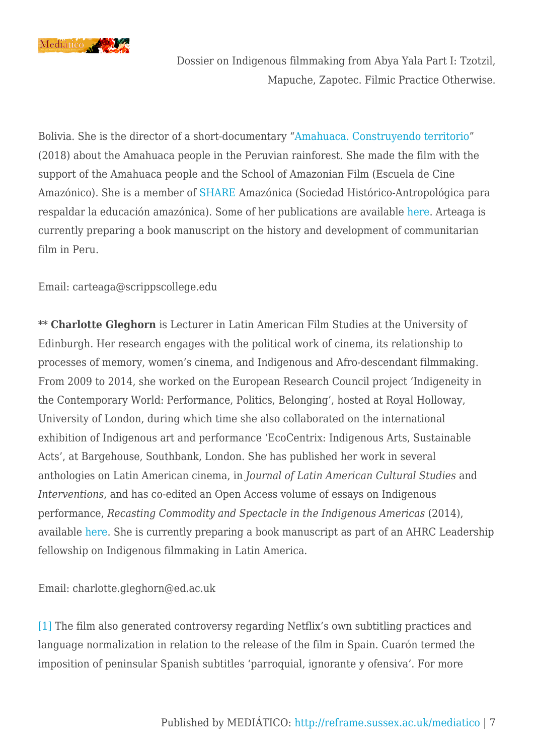Bolivia. She is the director of a short-documentary "Amahuaca. Construyendo territorio" (2018) about the Amahuaca people in the Peruvian rainforest. She made the film with the support of the Amahuaca people and the School of Amazonian Film (Escuela de Cine Amazónico). She is a member of SHARE Amazónica (Sociedad Histórico-Antropológica para respaldar la educación amazónica). Some of her publications are available here. Arteaga is currently preparing a book manuscript on the history and development of communitarian film in Peru.

Email: carteaga@scrippscollege.edu

** **Charlotte Gleghorn** is Lecturer in Latin American Film Studies at the University of Edinburgh. Her research engages with the political work of cinema, its relationship to processes of memory, women's cinema, and Indigenous and Afro-descendant filmmaking. From 2009 to 2014, she worked on the European Research Council project 'Indigeneity in the Contemporary World: Performance, Politics, Belonging', hosted at Royal Holloway, University of London, during which time she also collaborated on the international exhibition of Indigenous art and performance 'EcoCentrix: Indigenous Arts, Sustainable Acts', at Bargehouse, Southbank, London. She has published her work in several anthologies on Latin American cinema, in *Journal of Latin American Cultural Studies* and *Interventions*, and has co-edited an Open Access volume of essays on Indigenous performance, *Recasting Commodity and Spectacle in the Indigenous Americas* (2014), available here. She is currently preparing a book manuscript as part of an AHRC Leadership fellowship on Indigenous filmmaking in Latin America.

Email: charlotte.gleghorn@ed.ac.uk

[1] The film also generated controversy regarding Netflix's own subtitling practices and language normalization in relation to the release of the film in Spain. Cuarón termed the imposition of peninsular Spanish subtitles 'parroquial, ignorante y ofensiva'. For more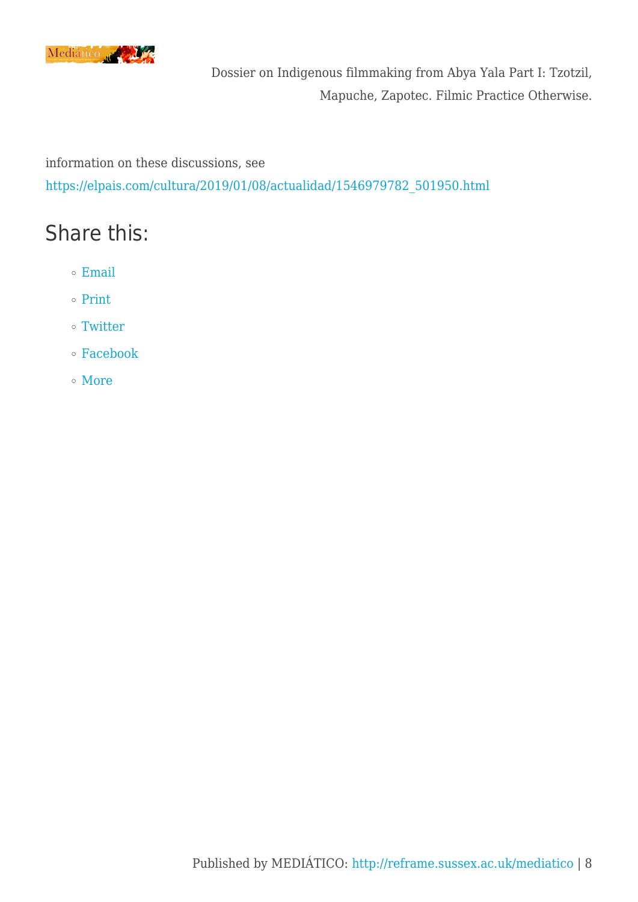information on these discussions, see https://elpais.com/cultura/2019/01/08/actualidad/1546979782_501950.html

## Share this:

- Email
- Print
- Twitter
- Facebook
- More